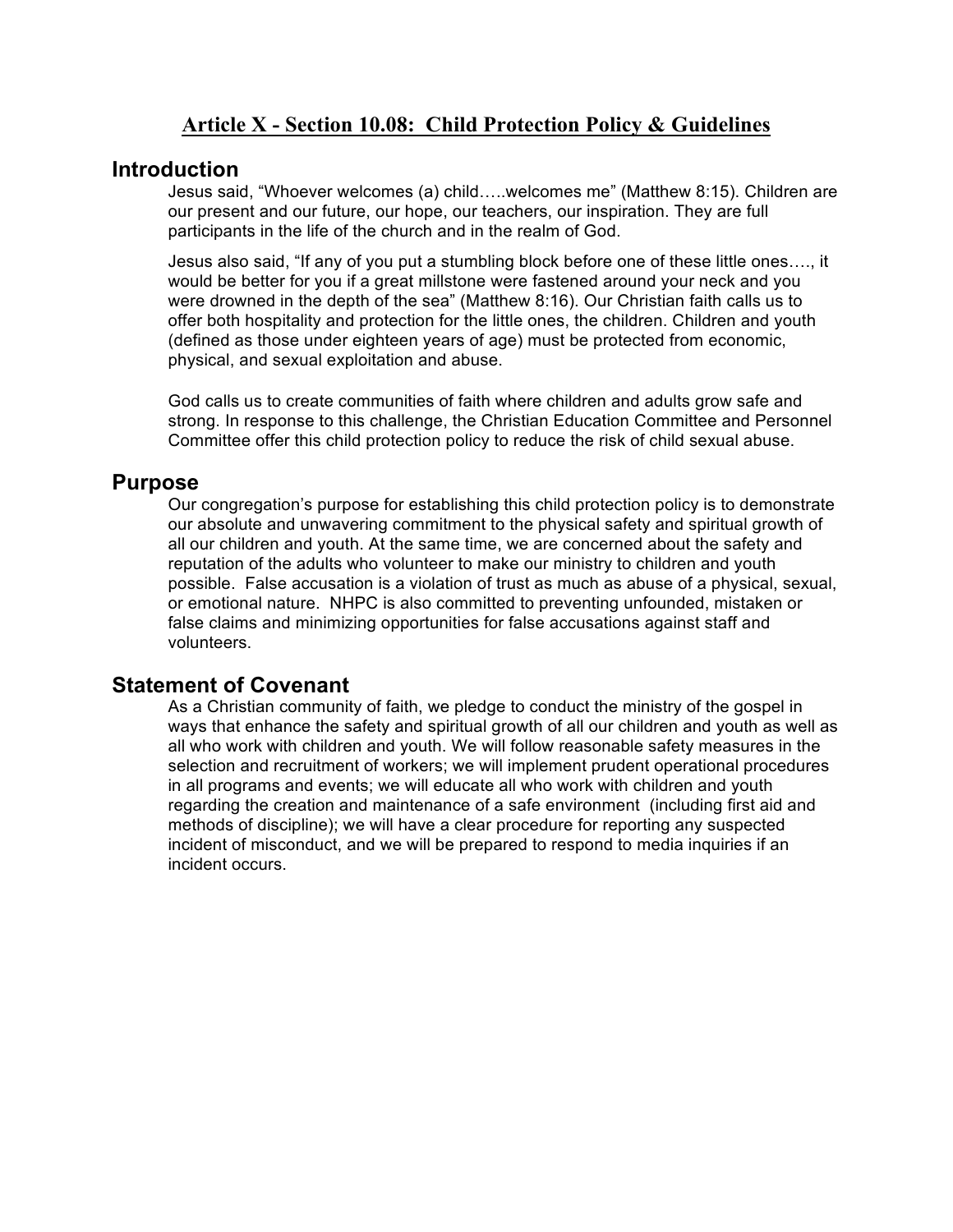# Article X - Section 10.08: Child Protection Policy & Guidelines

## Introduction

Jesus said, "Whoever welcomes (a) child…..welcomes me" (Matthew 8:15). Children are our present and our future, our hope, our teachers, our inspiration. They are full participants in the life of the church and in the realm of God.

Jesus also said, "If any of you put a stumbling block before one of these little ones…., it would be better for you if a great millstone were fastened around your neck and you were drowned in the depth of the sea" (Matthew 8:16). Our Christian faith calls us to offer both hospitality and protection for the little ones, the children. Children and youth (defined as those under eighteen years of age) must be protected from economic, physical, and sexual exploitation and abuse.

God calls us to create communities of faith where children and adults grow safe and strong. In response to this challenge, the Christian Education Committee and Personnel Committee offer this child protection policy to reduce the risk of child sexual abuse.

## Purpose

Our congregation's purpose for establishing this child protection policy is to demonstrate our absolute and unwavering commitment to the physical safety and spiritual growth of all our children and youth. At the same time, we are concerned about the safety and reputation of the adults who volunteer to make our ministry to children and youth possible. False accusation is a violation of trust as much as abuse of a physical, sexual, or emotional nature. NHPC is also committed to preventing unfounded, mistaken or false claims and minimizing opportunities for false accusations against staff and volunteers.

## Statement of Covenant

As a Christian community of faith, we pledge to conduct the ministry of the gospel in ways that enhance the safety and spiritual growth of all our children and youth as well as all who work with children and youth. We will follow reasonable safety measures in the selection and recruitment of workers; we will implement prudent operational procedures in all programs and events; we will educate all who work with children and youth regarding the creation and maintenance of a safe environment (including first aid and methods of discipline); we will have a clear procedure for reporting any suspected incident of misconduct, and we will be prepared to respond to media inquiries if an incident occurs.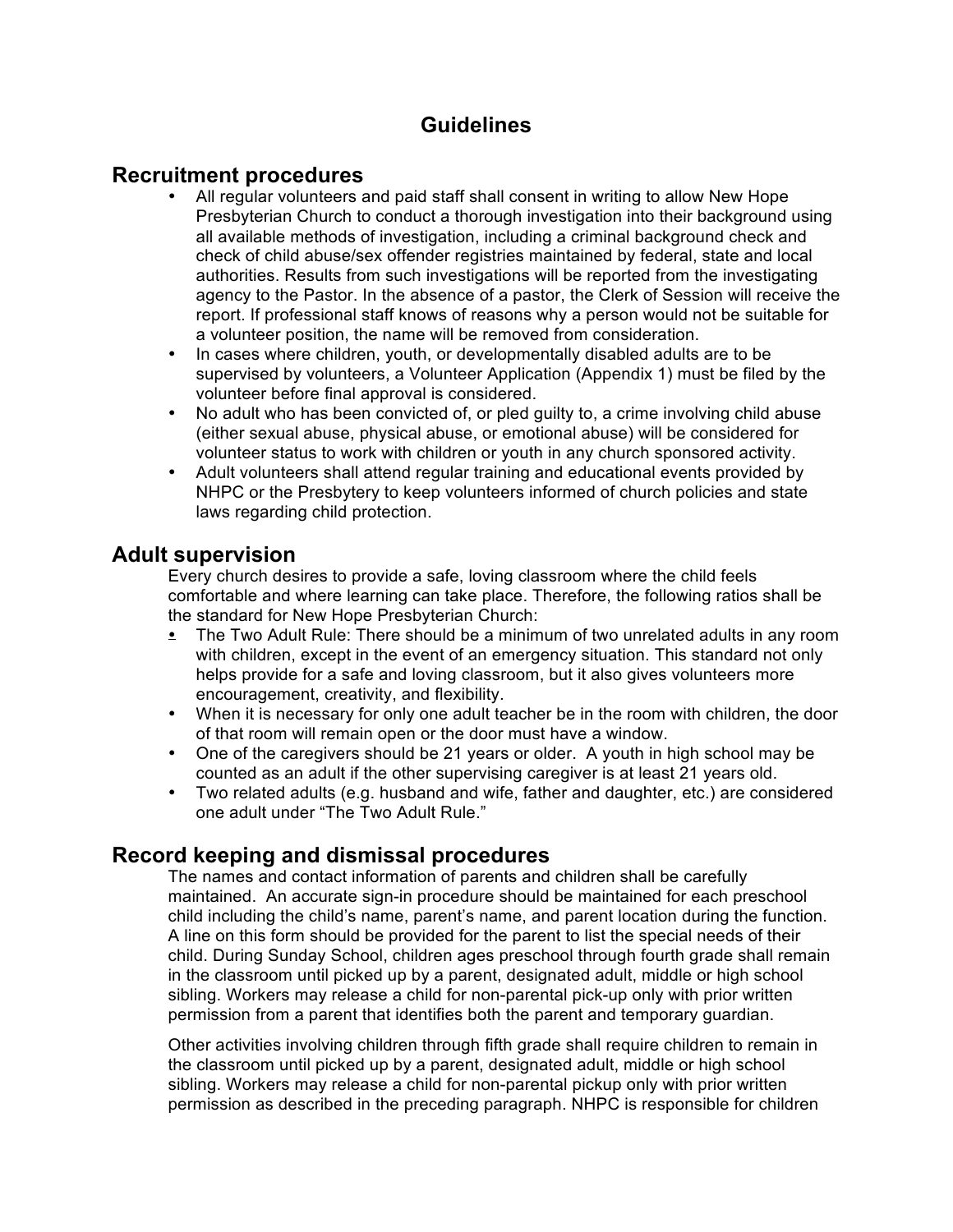# Guidelines

## Recruitment procedures

- All regular volunteers and paid staff shall consent in writing to allow New Hope Presbyterian Church to conduct a thorough investigation into their background using all available methods of investigation, including a criminal background check and check of child abuse/sex offender registries maintained by federal, state and local authorities. Results from such investigations will be reported from the investigating agency to the Pastor. In the absence of a pastor, the Clerk of Session will receive the report. If professional staff knows of reasons why a person would not be suitable for a volunteer position, the name will be removed from consideration.
- In cases where children, youth, or developmentally disabled adults are to be supervised by volunteers, a Volunteer Application (Appendix 1) must be filed by the volunteer before final approval is considered.
- No adult who has been convicted of, or pled guilty to, a crime involving child abuse (either sexual abuse, physical abuse, or emotional abuse) will be considered for volunteer status to work with children or youth in any church sponsored activity.
- Adult volunteers shall attend regular training and educational events provided by NHPC or the Presbytery to keep volunteers informed of church policies and state laws regarding child protection.

## Adult supervision

Every church desires to provide a safe, loving classroom where the child feels comfortable and where learning can take place. Therefore, the following ratios shall be the standard for New Hope Presbyterian Church:

- The Two Adult Rule: There should be a minimum of two unrelated adults in any room with children, except in the event of an emergency situation. This standard not only helps provide for a safe and loving classroom, but it also gives volunteers more encouragement, creativity, and flexibility.
- When it is necessary for only one adult teacher be in the room with children, the door of that room will remain open or the door must have a window.
- One of the caregivers should be 21 years or older. A youth in high school may be counted as an adult if the other supervising caregiver is at least 21 years old.
- Two related adults (e.g. husband and wife, father and daughter, etc.) are considered one adult under "The Two Adult Rule."

## Record keeping and dismissal procedures

The names and contact information of parents and children shall be carefully maintained. An accurate sign-in procedure should be maintained for each preschool child including the child's name, parent's name, and parent location during the function. A line on this form should be provided for the parent to list the special needs of their child. During Sunday School, children ages preschool through fourth grade shall remain in the classroom until picked up by a parent, designated adult, middle or high school sibling. Workers may release a child for non-parental pick-up only with prior written permission from a parent that identifies both the parent and temporary guardian.

Other activities involving children through fifth grade shall require children to remain in the classroom until picked up by a parent, designated adult, middle or high school sibling. Workers may release a child for non-parental pickup only with prior written permission as described in the preceding paragraph. NHPC is responsible for children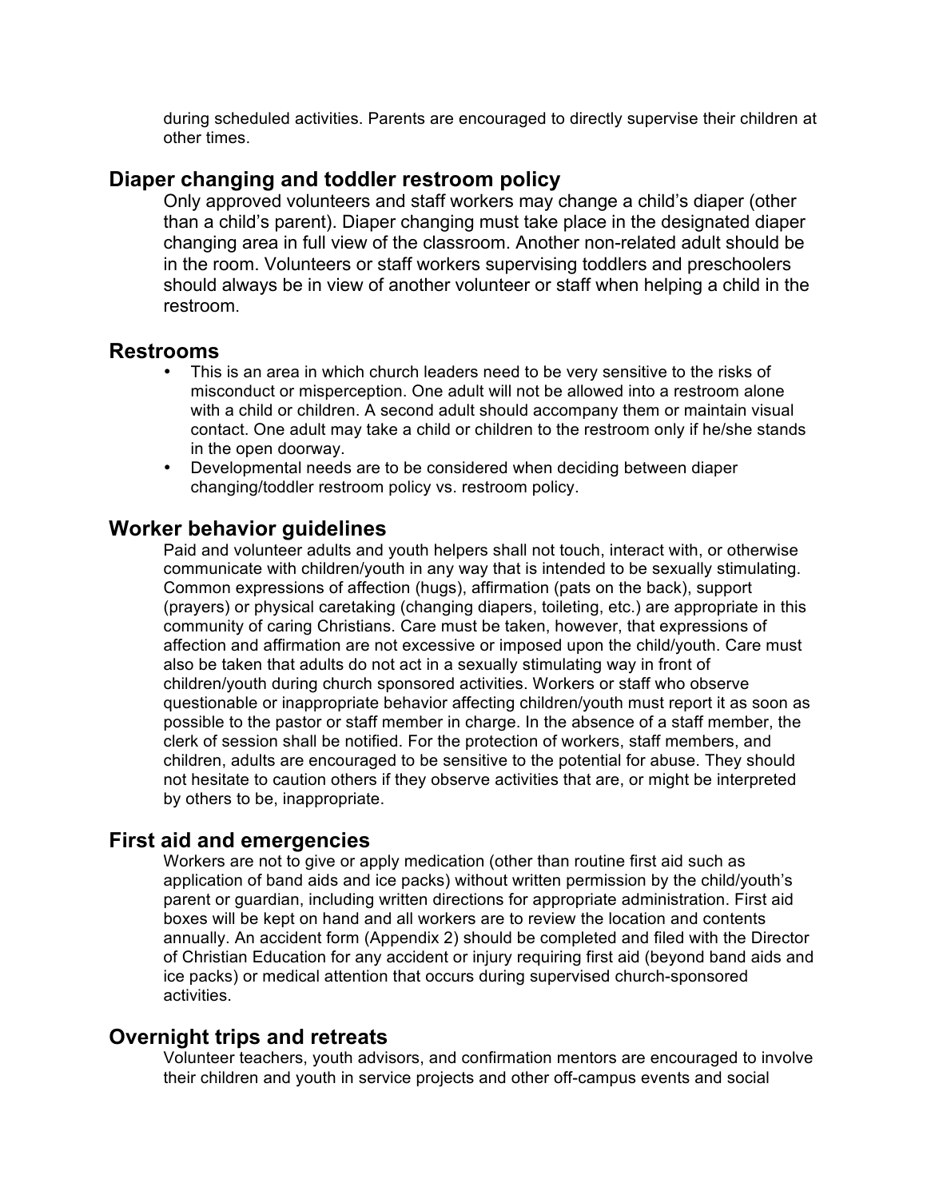during scheduled activities. Parents are encouraged to directly supervise their children at other times.

## Diaper changing and toddler restroom policy

Only approved volunteers and staff workers may change a child's diaper (other than a child's parent). Diaper changing must take place in the designated diaper changing area in full view of the classroom. Another non-related adult should be in the room. Volunteers or staff workers supervising toddlers and preschoolers should always be in view of another volunteer or staff when helping a child in the restroom.

## Restrooms

- This is an area in which church leaders need to be very sensitive to the risks of misconduct or misperception. One adult will not be allowed into a restroom alone with a child or children. A second adult should accompany them or maintain visual contact. One adult may take a child or children to the restroom only if he/she stands in the open doorway.
- Developmental needs are to be considered when deciding between diaper changing/toddler restroom policy vs. restroom policy.

## Worker behavior guidelines

Paid and volunteer adults and youth helpers shall not touch, interact with, or otherwise communicate with children/youth in any way that is intended to be sexually stimulating. Common expressions of affection (hugs), affirmation (pats on the back), support (prayers) or physical caretaking (changing diapers, toileting, etc.) are appropriate in this community of caring Christians. Care must be taken, however, that expressions of affection and affirmation are not excessive or imposed upon the child/youth. Care must also be taken that adults do not act in a sexually stimulating way in front of children/youth during church sponsored activities. Workers or staff who observe questionable or inappropriate behavior affecting children/youth must report it as soon as possible to the pastor or staff member in charge. In the absence of a staff member, the clerk of session shall be notified. For the protection of workers, staff members, and children, adults are encouraged to be sensitive to the potential for abuse. They should not hesitate to caution others if they observe activities that are, or might be interpreted by others to be, inappropriate.

## First aid and emergencies

Workers are not to give or apply medication (other than routine first aid such as application of band aids and ice packs) without written permission by the child/youth's parent or guardian, including written directions for appropriate administration. First aid boxes will be kept on hand and all workers are to review the location and contents annually. An accident form (Appendix 2) should be completed and filed with the Director of Christian Education for any accident or injury requiring first aid (beyond band aids and ice packs) or medical attention that occurs during supervised church-sponsored activities.

## Overnight trips and retreats

Volunteer teachers, youth advisors, and confirmation mentors are encouraged to involve their children and youth in service projects and other off-campus events and social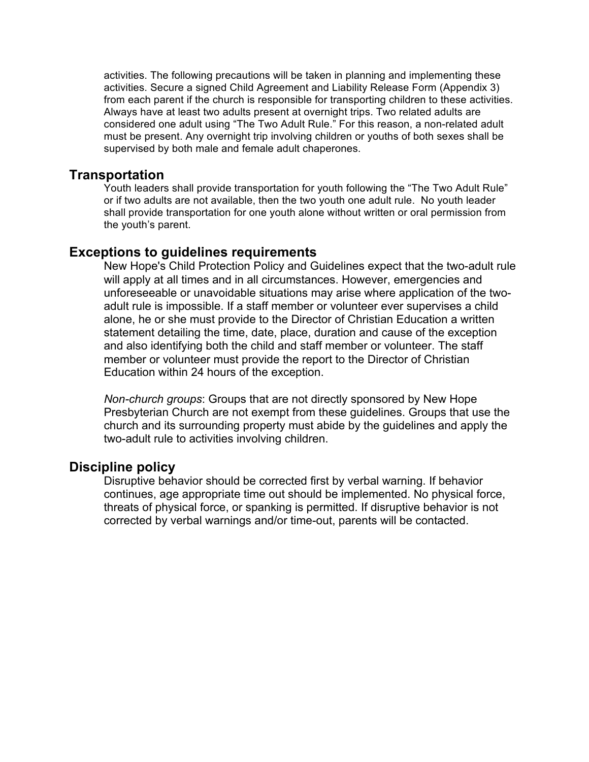activities. The following precautions will be taken in planning and implementing these activities. Secure a signed Child Agreement and Liability Release Form (Appendix 3) from each parent if the church is responsible for transporting children to these activities. Always have at least two adults present at overnight trips. Two related adults are considered one adult using "The Two Adult Rule." For this reason, a non-related adult must be present. Any overnight trip involving children or youths of both sexes shall be supervised by both male and female adult chaperones.

## Transportation

Youth leaders shall provide transportation for youth following the "The Two Adult Rule" or if two adults are not available, then the two youth one adult rule. No youth leader shall provide transportation for one youth alone without written or oral permission from the youth's parent.

## Exceptions to guidelines requirements

New Hope's Child Protection Policy and Guidelines expect that the two-adult rule will apply at all times and in all circumstances. However, emergencies and unforeseeable or unavoidable situations may arise where application of the two-adult rule is impossible. If a staff member or volunteer ever supervises a child alone, he or she must provide to the Director of Christian Education a written statement detailing the time, date, place, duration and cause of the exception and also identifying both the child and staff member or volunteer. The staff member or volunteer must provide the report to the Director of Christian Education within 24 hours of the exception.

*Non-church groups*: Groups that are not directly sponsored by New Hope Presbyterian Church are not exempt from these guidelines. Groups that use the church and its surrounding property must abide by the guidelines and apply the two-adult rule to activities involving children.

## Discipline policy

Disruptive behavior should be corrected first by verbal warning. If behavior continues, age appropriate time out should be implemented. No physical force, threats of physical force, or spanking is permitted. If disruptive behavior is not corrected by verbal warnings and/or time-out, parents will be contacted.